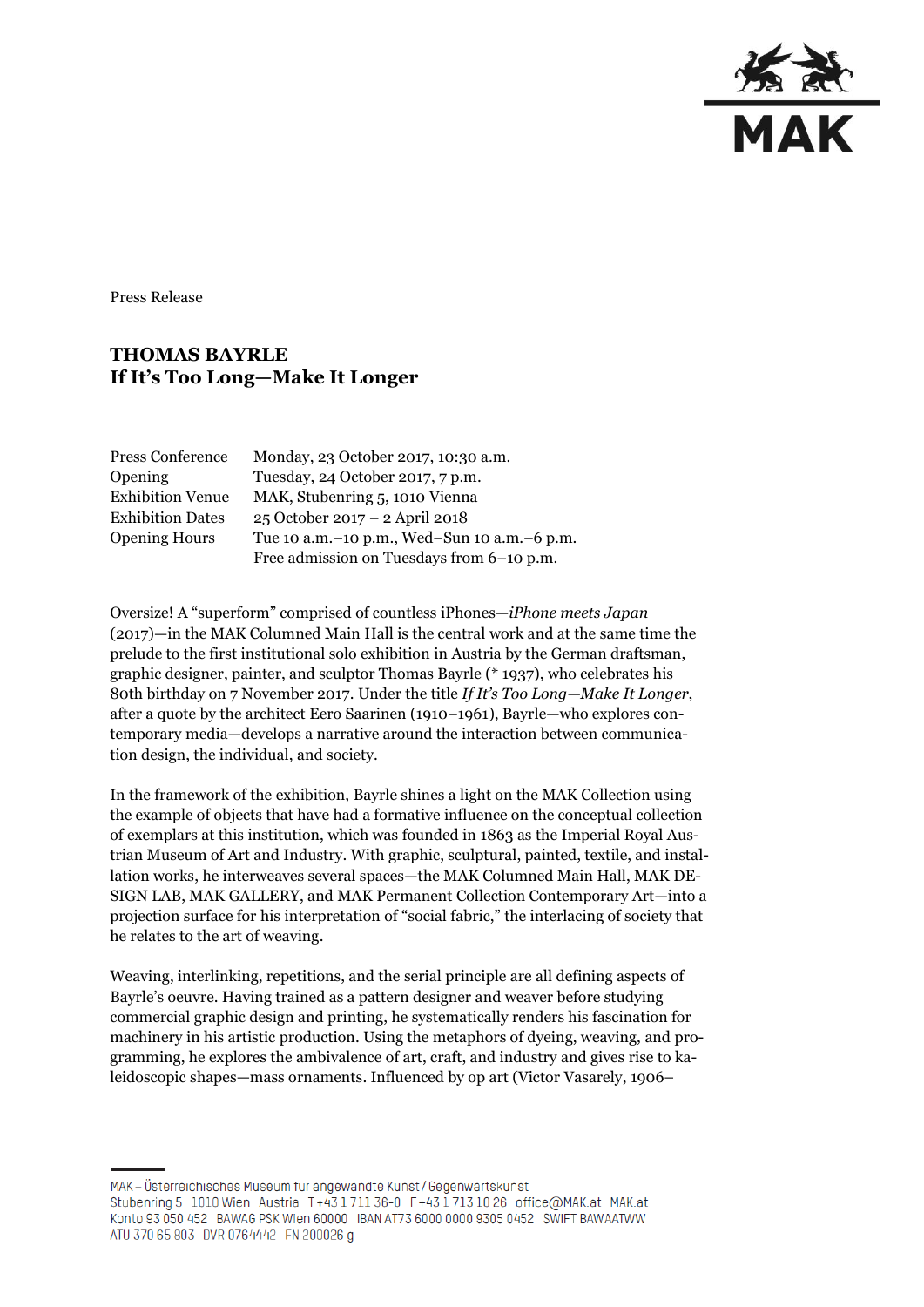Press Release

# THOMAS BAYRLE
## If It's Too Long—Make It Longer

| | |
|---|---|
| Press Conference | Monday, 23 October 2017, 10:30 a.m. |
| Opening | Tuesday, 24 October 2017, 7 p.m. |
| Exhibition Venue | MAK, Stubenring 5, 1010 Vienna |
| Exhibition Dates | 25 October 2017 – 2 April 2018 |
| Opening Hours | Tue 10 a.m.–10 p.m., Wed–Sun 10 a.m.–6 p.m.<br>Free admission on Tuesdays from 6–10 p.m. |

Oversize! A "superform" comprised of countless iPhones—*iPhone meets Japan* (2017)—in the MAK Columned Main Hall is the central work and at the same time the prelude to the first institutional solo exhibition in Austria by the German draftsman, graphic designer, painter, and sculptor Thomas Bayrle (* 1937), who celebrates his 80th birthday on 7 November 2017. Under the title *If It's Too Long—Make It Longer*, after a quote by the architect Eero Saarinen (1910–1961), Bayrle—who explores contemporary media—develops a narrative around the interaction between communication design, the individual, and society.

In the framework of the exhibition, Bayrle shines a light on the MAK Collection using the example of objects that have had a formative influence on the conceptual collection of exemplars at this institution, which was founded in 1863 as the Imperial Royal Austrian Museum of Art and Industry. With graphic, sculptural, painted, textile, and installation works, he interweaves several spaces—the MAK Columned Main Hall, MAK DESIGN LAB, MAK GALLERY, and MAK Permanent Collection Contemporary Art—into a projection surface for his interpretation of "social fabric," the interlacing of society that he relates to the art of weaving.

Weaving, interlinking, repetitions, and the serial principle are all defining aspects of Bayrle's oeuvre. Having trained as a pattern designer and weaver before studying commercial graphic design and printing, he systematically renders his fascination for machinery in his artistic production. Using the metaphors of dyeing, weaving, and programming, he explores the ambivalence of art, craft, and industry and gives rise to kaleidoscopic shapes—mass ornaments. Influenced by op art (Victor Vasarely, 1906–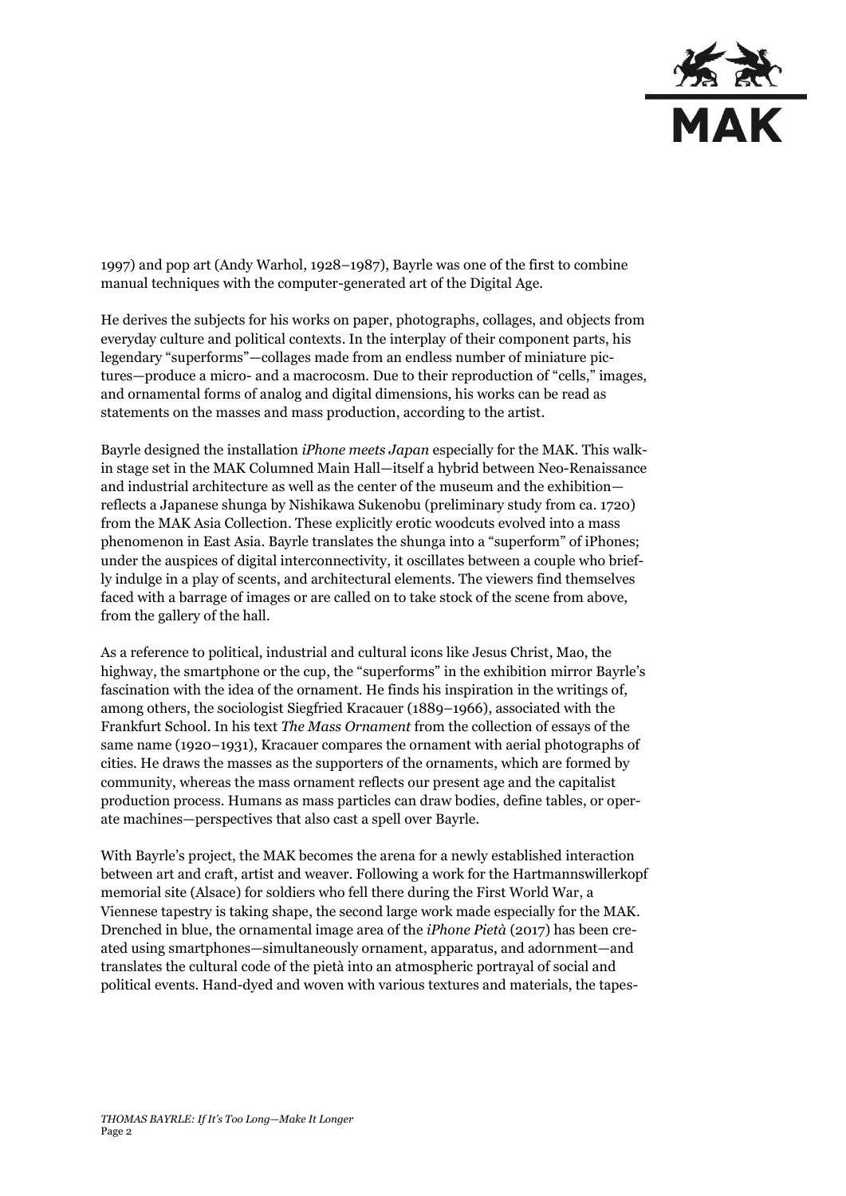1997) and pop art (Andy Warhol, 1928–1987), Bayrle was one of the first to combine manual techniques with the computer-generated art of the Digital Age.

He derives the subjects for his works on paper, photographs, collages, and objects from everyday culture and political contexts. In the interplay of their component parts, his legendary "superforms"—collages made from an endless number of miniature pictures—produce a micro- and a macrocosm. Due to their reproduction of "cells," images, and ornamental forms of analog and digital dimensions, his works can be read as statements on the masses and mass production, according to the artist.

Bayrle designed the installation *iPhone meets Japan* especially for the MAK. This walk-in stage set in the MAK Columned Main Hall—itself a hybrid between Neo-Renaissance and industrial architecture as well as the center of the museum and the exhibition—reflects a Japanese shunga by Nishikawa Sukenobu (preliminary study from ca. 1720) from the MAK Asia Collection. These explicitly erotic woodcuts evolved into a mass phenomenon in East Asia. Bayrle translates the shunga into a "superform" of iPhones; under the auspices of digital interconnectivity, it oscillates between a couple who briefly indulge in a play of scents, and architectural elements. The viewers find themselves faced with a barrage of images or are called on to take stock of the scene from above, from the gallery of the hall.

As a reference to political, industrial and cultural icons like Jesus Christ, Mao, the highway, the smartphone or the cup, the "superforms" in the exhibition mirror Bayrle's fascination with the idea of the ornament. He finds his inspiration in the writings of, among others, the sociologist Siegfried Kracauer (1889–1966), associated with the Frankfurt School. In his text *The Mass Ornament* from the collection of essays of the same name (1920–1931), Kracauer compares the ornament with aerial photographs of cities. He draws the masses as the supporters of the ornaments, which are formed by community, whereas the mass ornament reflects our present age and the capitalist production process. Humans as mass particles can draw bodies, define tables, or operate machines—perspectives that also cast a spell over Bayrle.

With Bayrle's project, the MAK becomes the arena for a newly established interaction between art and craft, artist and weaver. Following a work for the Hartmannswillerkopf memorial site (Alsace) for soldiers who fell there during the First World War, a Viennese tapestry is taking shape, the second large work made especially for the MAK. Drenched in blue, the ornamental image area of the *iPhone Pietà* (2017) has been created using smartphones—simultaneously ornament, apparatus, and adornment—and translates the cultural code of the pietà into an atmospheric portrayal of social and political events. Hand-dyed and woven with various textures and materials, the tapes-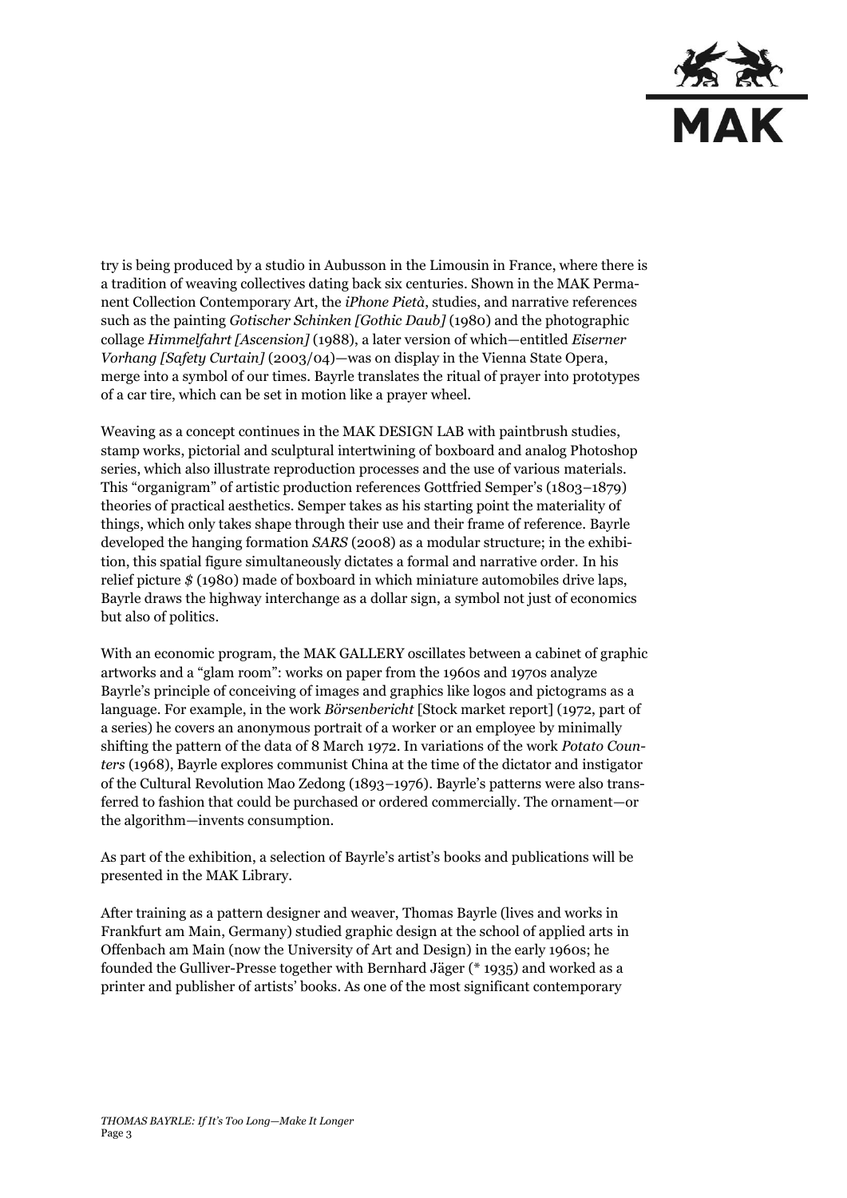try is being produced by a studio in Aubusson in the Limousin in France, where there is a tradition of weaving collectives dating back six centuries. Shown in the MAK Permanent Collection Contemporary Art, the *iPhone Pietà*, studies, and narrative references such as the painting *Gotischer Schinken [Gothic Daub]* (1980) and the photographic collage *Himmelfahrt [Ascension]* (1988), a later version of which—entitled *Eiserner Vorhang [Safety Curtain]* (2003/04)—was on display in the Vienna State Opera, merge into a symbol of our times. Bayrle translates the ritual of prayer into prototypes of a car tire, which can be set in motion like a prayer wheel.

Weaving as a concept continues in the MAK DESIGN LAB with paintbrush studies, stamp works, pictorial and sculptural intertwining of boxboard and analog Photoshop series, which also illustrate reproduction processes and the use of various materials. This "organigram" of artistic production references Gottfried Semper's (1803–1879) theories of practical aesthetics. Semper takes as his starting point the materiality of things, which only takes shape through their use and their frame of reference. Bayrle developed the hanging formation *SARS* (2008) as a modular structure; in the exhibition, this spatial figure simultaneously dictates a formal and narrative order. In his relief picture *$* (1980) made of boxboard in which miniature automobiles drive laps, Bayrle draws the highway interchange as a dollar sign, a symbol not just of economics but also of politics.

With an economic program, the MAK GALLERY oscillates between a cabinet of graphic artworks and a "glam room": works on paper from the 1960s and 1970s analyze Bayrle's principle of conceiving of images and graphics like logos and pictograms as a language. For example, in the work *Börsenbericht* [Stock market report] (1972, part of a series) he covers an anonymous portrait of a worker or an employee by minimally shifting the pattern of the data of 8 March 1972. In variations of the work *Potato Counters* (1968), Bayrle explores communist China at the time of the dictator and instigator of the Cultural Revolution Mao Zedong (1893–1976). Bayrle's patterns were also transferred to fashion that could be purchased or ordered commercially. The ornament—or the algorithm—invents consumption.

As part of the exhibition, a selection of Bayrle's artist's books and publications will be presented in the MAK Library.

After training as a pattern designer and weaver, Thomas Bayrle (lives and works in Frankfurt am Main, Germany) studied graphic design at the school of applied arts in Offenbach am Main (now the University of Art and Design) in the early 1960s; he founded the Gulliver-Presse together with Bernhard Jäger (* 1935) and worked as a printer and publisher of artists' books. As one of the most significant contemporary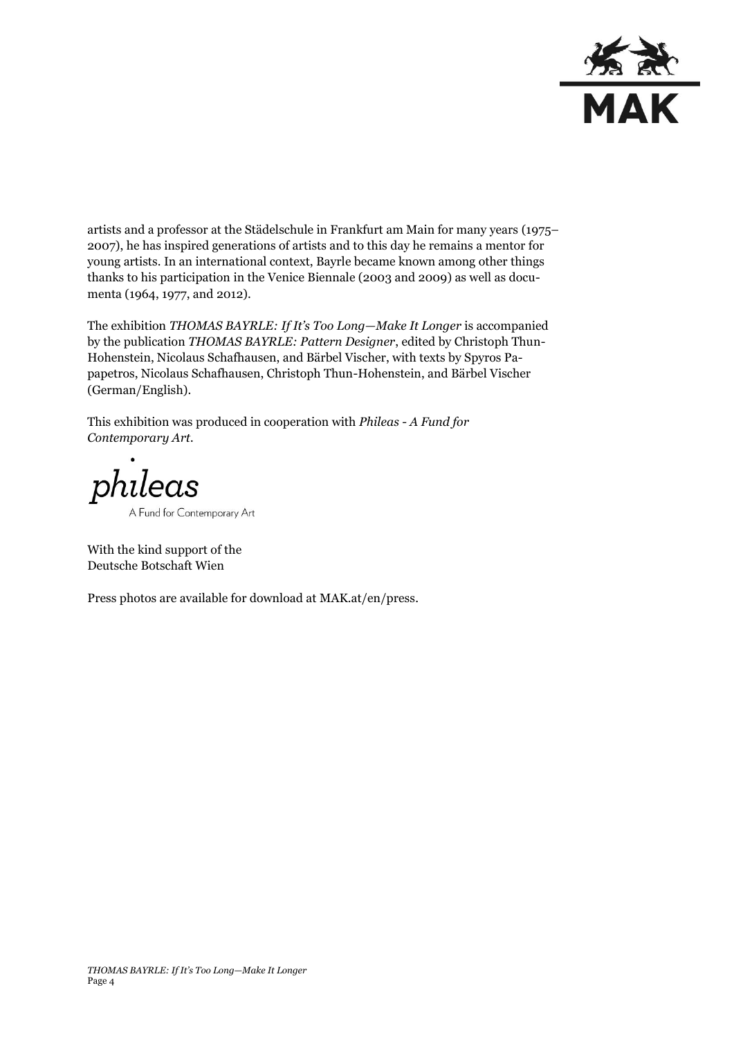artists and a professor at the Städelschule in Frankfurt am Main for many years (1975–2007), he has inspired generations of artists and to this day he remains a mentor for young artists. In an international context, Bayrle became known among other things thanks to his participation in the Venice Biennale (2003 and 2009) as well as documenta (1964, 1977, and 2012).

The exhibition *THOMAS BAYRLE: If It's Too Long—Make It Longer* is accompanied by the publication *THOMAS BAYRLE: Pattern Designer*, edited by Christoph Thun-Hohenstein, Nicolaus Schafhausen, and Bärbel Vischer, with texts by Spyros Papapetros, Nicolaus Schafhausen, Christoph Thun-Hohenstein, and Bärbel Vischer (German/English).

This exhibition was produced in cooperation with *Phileas - A Fund for Contemporary Art*.

phileas
A Fund for Contemporary Art

With the kind support of the
Deutsche Botschaft Wien

Press photos are available for download at MAK.at/en/press.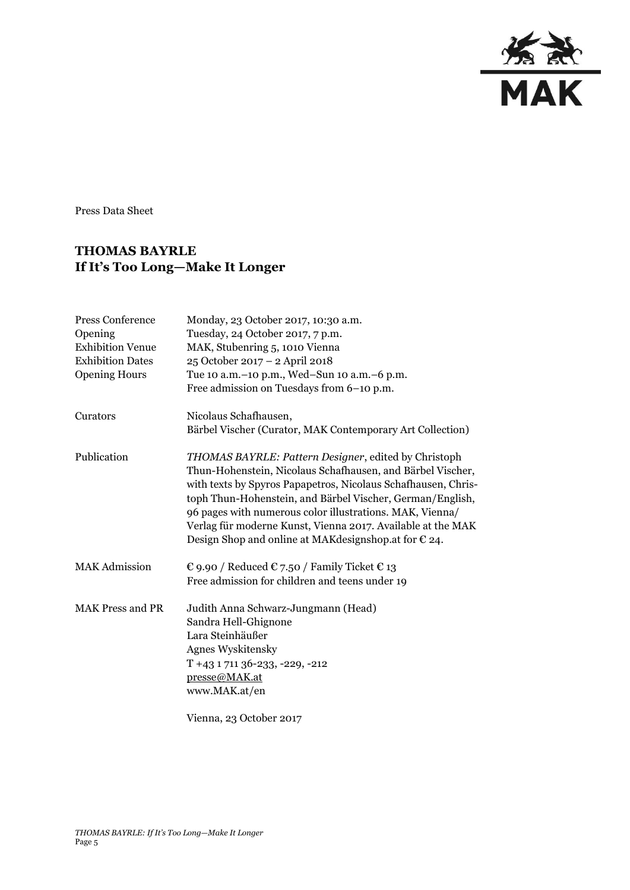Press Data Sheet

## THOMAS BAYRLE
## If It's Too Long—Make It Longer

| | |
|---|---|
| Press Conference | Monday, 23 October 2017, 10:30 a.m. |
| Opening | Tuesday, 24 October 2017, 7 p.m. |
| Exhibition Venue | MAK, Stubenring 5, 1010 Vienna |
| Exhibition Dates | 25 October 2017 – 2 April 2018 |
| Opening Hours | Tue 10 a.m.–10 p.m., Wed–Sun 10 a.m.–6 p.m.<br>Free admission on Tuesdays from 6–10 p.m. |
| Curators | Nicolaus Schafhausen,<br>Bärbel Vischer (Curator, MAK Contemporary Art Collection) |
| Publication | *THOMAS BAYRLE: Pattern Designer*, edited by Christoph Thun-Hohenstein, Nicolaus Schafhausen, and Bärbel Vischer, with texts by Spyros Papapetros, Nicolaus Schafhausen, Christoph Thun-Hohenstein, and Bärbel Vischer, German/English, 96 pages with numerous color illustrations. MAK, Vienna/ Verlag für moderne Kunst, Vienna 2017. Available at the MAK Design Shop and online at MAKdesignshop.at for € 24. |
| MAK Admission | € 9.90 / Reduced € 7.50 / Family Ticket € 13<br>Free admission for children and teens under 19 |
| MAK Press and PR | Judith Anna Schwarz-Jungmann (Head)<br>Sandra Hell-Ghignone<br>Lara Steinhäußer<br>Agnes Wyskitensky<br>T +43 1 711 36-233, -229, -212<br>presse@MAK.at<br>www.MAK.at/en |

Vienna, 23 October 2017